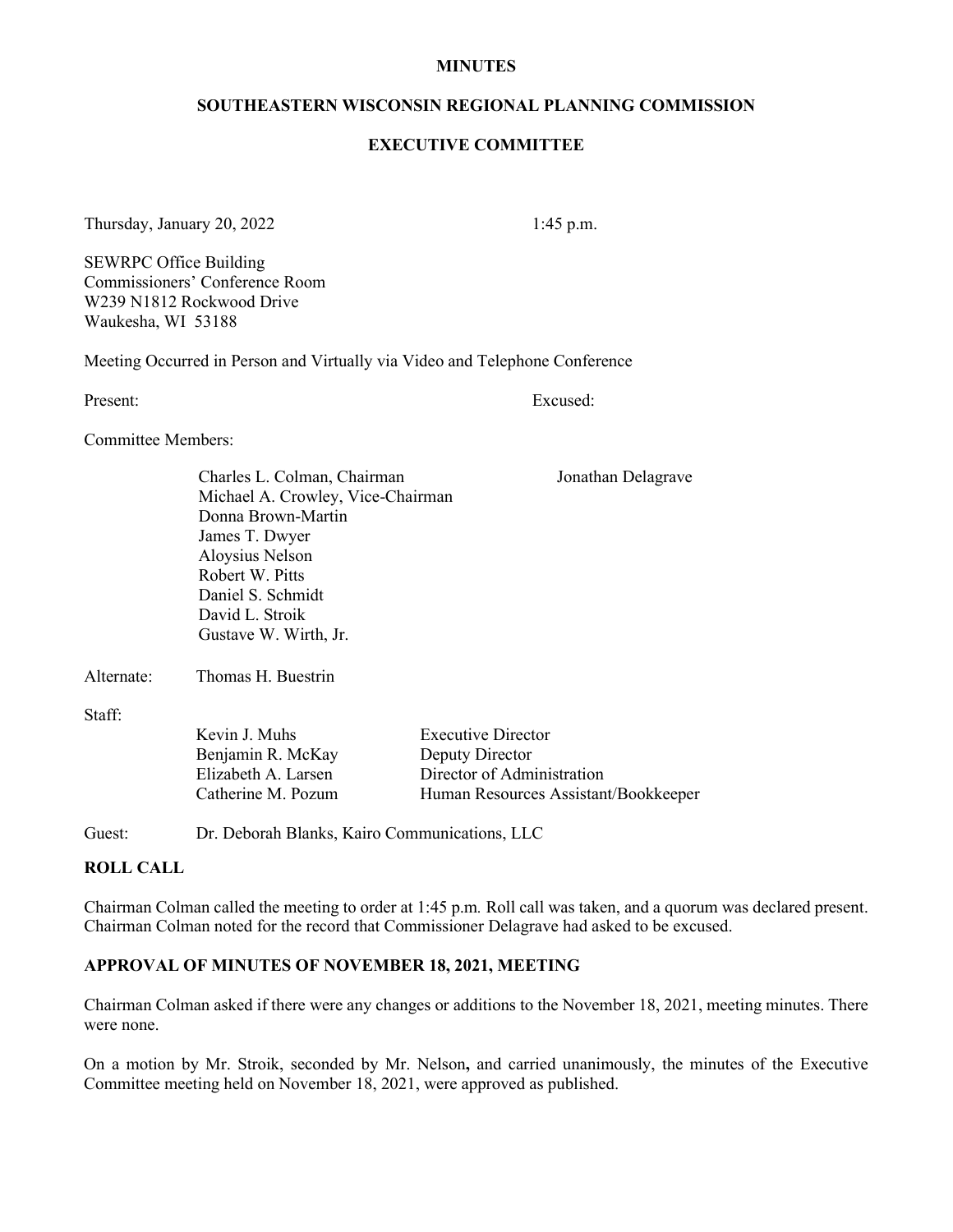**MINUTES**

**SOUTHEASTERN WISCONSIN REGIONAL PLANNING COMMISSION**

**EXECUTIVE COMMITTEE**

Thursday, January 20, 2022 1:45 p.m.

SEWRPC Office Building
Commissioners' Conference Room
W239 N1812 Rockwood Drive
Waukesha, WI 53188

Meeting Occurred in Person and Virtually via Video and Telephone Conference

| Present: | Excused: |
|---|---|
| Committee Members: | |
| Charles L. Colman, Chairman | Jonathan Delagrave |
| Michael A. Crowley, Vice-Chairman | |
| Donna Brown-Martin | |
| James T. Dwyer | |
| Aloysius Nelson | |
| Robert W. Pitts | |
| Daniel S. Schmidt | |
| David L. Stroik | |
| Gustave W. Wirth, Jr. | |

Alternate: Thomas H. Buestrin

Staff:

| | |
|---|---|
| Kevin J. Muhs | Executive Director |
| Benjamin R. McKay | Deputy Director |
| Elizabeth A. Larsen | Director of Administration |
| Catherine M. Pozum | Human Resources Assistant/Bookkeeper |

Guest: Dr. Deborah Blanks, Kairo Communications, LLC

**ROLL CALL**

Chairman Colman called the meeting to order at 1:45 p.m. Roll call was taken, and a quorum was declared present. Chairman Colman noted for the record that Commissioner Delagrave had asked to be excused.

**APPROVAL OF MINUTES OF NOVEMBER 18, 2021, MEETING**

Chairman Colman asked if there were any changes or additions to the November 18, 2021, meeting minutes. There were none.

On a motion by Mr. Stroik, seconded by Mr. Nelson, and carried unanimously, the minutes of the Executive Committee meeting held on November 18, 2021, were approved as published.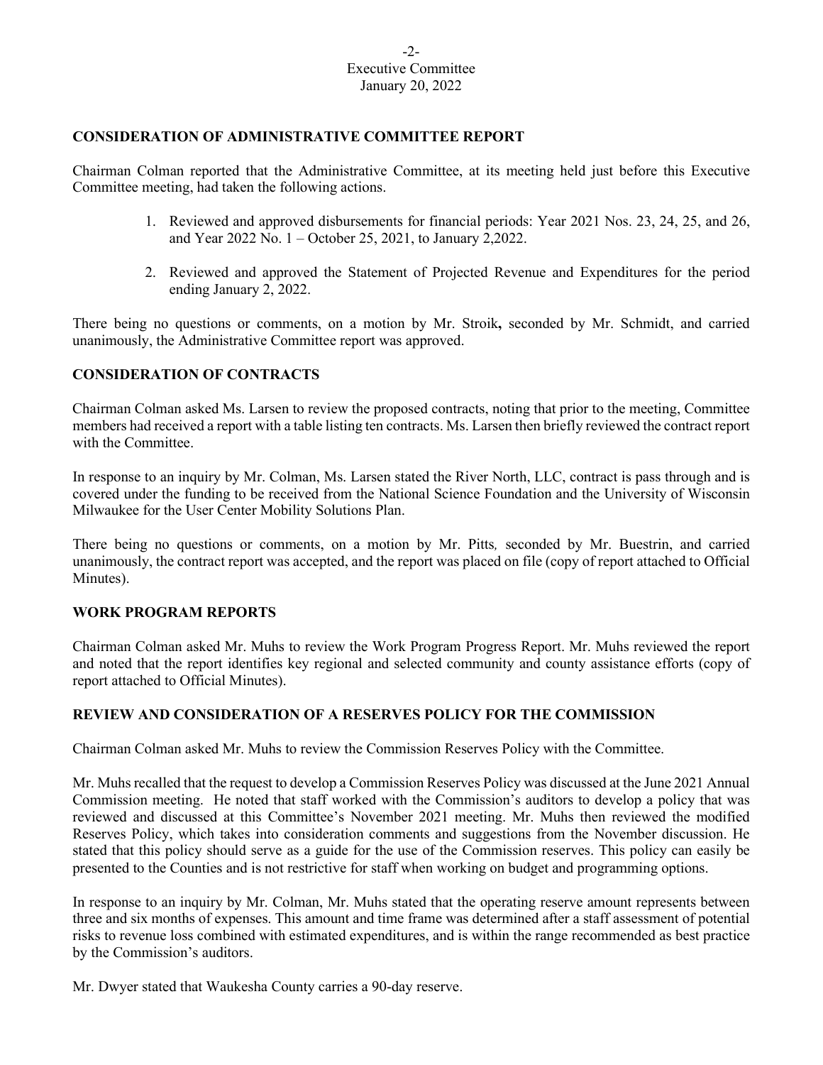## CONSIDERATION OF ADMINISTRATIVE COMMITTEE REPORT

Chairman Colman reported that the Administrative Committee, at its meeting held just before this Executive Committee meeting, had taken the following actions.

1. Reviewed and approved disbursements for financial periods: Year 2021 Nos. 23, 24, 25, and 26, and Year 2022 No. 1 – October 25, 2021, to January 2,2022.

2. Reviewed and approved the Statement of Projected Revenue and Expenditures for the period ending January 2, 2022.

There being no questions or comments, on a motion by Mr. Stroik**,** seconded by Mr. Schmidt, and carried unanimously, the Administrative Committee report was approved.

## CONSIDERATION OF CONTRACTS

Chairman Colman asked Ms. Larsen to review the proposed contracts, noting that prior to the meeting, Committee members had received a report with a table listing ten contracts. Ms. Larsen then briefly reviewed the contract report with the Committee.

In response to an inquiry by Mr. Colman, Ms. Larsen stated the River North, LLC, contract is pass through and is covered under the funding to be received from the National Science Foundation and the University of Wisconsin Milwaukee for the User Center Mobility Solutions Plan.

There being no questions or comments, on a motion by Mr. Pitts*,* seconded by Mr. Buestrin, and carried unanimously, the contract report was accepted, and the report was placed on file (copy of report attached to Official Minutes).

## WORK PROGRAM REPORTS

Chairman Colman asked Mr. Muhs to review the Work Program Progress Report. Mr. Muhs reviewed the report and noted that the report identifies key regional and selected community and county assistance efforts (copy of report attached to Official Minutes).

## REVIEW AND CONSIDERATION OF A RESERVES POLICY FOR THE COMMISSION

Chairman Colman asked Mr. Muhs to review the Commission Reserves Policy with the Committee.

Mr. Muhs recalled that the request to develop a Commission Reserves Policy was discussed at the June 2021 Annual Commission meeting. He noted that staff worked with the Commission's auditors to develop a policy that was reviewed and discussed at this Committee's November 2021 meeting. Mr. Muhs then reviewed the modified Reserves Policy, which takes into consideration comments and suggestions from the November discussion. He stated that this policy should serve as a guide for the use of the Commission reserves. This policy can easily be presented to the Counties and is not restrictive for staff when working on budget and programming options.

In response to an inquiry by Mr. Colman, Mr. Muhs stated that the operating reserve amount represents between three and six months of expenses. This amount and time frame was determined after a staff assessment of potential risks to revenue loss combined with estimated expenditures, and is within the range recommended as best practice by the Commission's auditors.

Mr. Dwyer stated that Waukesha County carries a 90-day reserve.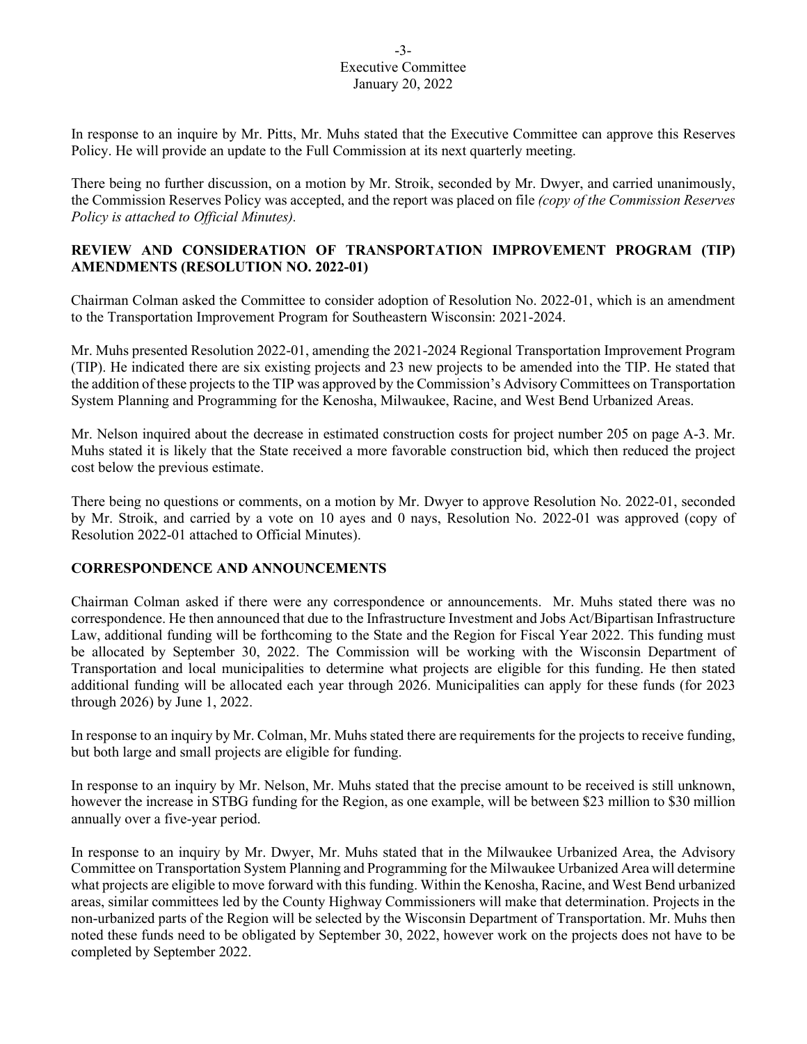In response to an inquire by Mr. Pitts, Mr. Muhs stated that the Executive Committee can approve this Reserves Policy. He will provide an update to the Full Commission at its next quarterly meeting.

There being no further discussion, on a motion by Mr. Stroik, seconded by Mr. Dwyer, and carried unanimously, the Commission Reserves Policy was accepted, and the report was placed on file *(copy of the Commission Reserves Policy is attached to Official Minutes).*

## REVIEW AND CONSIDERATION OF TRANSPORTATION IMPROVEMENT PROGRAM (TIP) AMENDMENTS (RESOLUTION NO. 2022-01)

Chairman Colman asked the Committee to consider adoption of Resolution No. 2022-01, which is an amendment to the Transportation Improvement Program for Southeastern Wisconsin: 2021-2024.

Mr. Muhs presented Resolution 2022-01, amending the 2021-2024 Regional Transportation Improvement Program (TIP). He indicated there are six existing projects and 23 new projects to be amended into the TIP. He stated that the addition of these projects to the TIP was approved by the Commission's Advisory Committees on Transportation System Planning and Programming for the Kenosha, Milwaukee, Racine, and West Bend Urbanized Areas.

Mr. Nelson inquired about the decrease in estimated construction costs for project number 205 on page A-3. Mr. Muhs stated it is likely that the State received a more favorable construction bid, which then reduced the project cost below the previous estimate.

There being no questions or comments, on a motion by Mr. Dwyer to approve Resolution No. 2022-01, seconded by Mr. Stroik, and carried by a vote on 10 ayes and 0 nays, Resolution No. 2022-01 was approved (copy of Resolution 2022-01 attached to Official Minutes).

## CORRESPONDENCE AND ANNOUNCEMENTS

Chairman Colman asked if there were any correspondence or announcements. Mr. Muhs stated there was no correspondence. He then announced that due to the Infrastructure Investment and Jobs Act/Bipartisan Infrastructure Law, additional funding will be forthcoming to the State and the Region for Fiscal Year 2022. This funding must be allocated by September 30, 2022. The Commission will be working with the Wisconsin Department of Transportation and local municipalities to determine what projects are eligible for this funding. He then stated additional funding will be allocated each year through 2026. Municipalities can apply for these funds (for 2023 through 2026) by June 1, 2022.

In response to an inquiry by Mr. Colman, Mr. Muhs stated there are requirements for the projects to receive funding, but both large and small projects are eligible for funding.

In response to an inquiry by Mr. Nelson, Mr. Muhs stated that the precise amount to be received is still unknown, however the increase in STBG funding for the Region, as one example, will be between $23 million to $30 million annually over a five-year period.

In response to an inquiry by Mr. Dwyer, Mr. Muhs stated that in the Milwaukee Urbanized Area, the Advisory Committee on Transportation System Planning and Programming for the Milwaukee Urbanized Area will determine what projects are eligible to move forward with this funding. Within the Kenosha, Racine, and West Bend urbanized areas, similar committees led by the County Highway Commissioners will make that determination. Projects in the non-urbanized parts of the Region will be selected by the Wisconsin Department of Transportation. Mr. Muhs then noted these funds need to be obligated by September 30, 2022, however work on the projects does not have to be completed by September 2022.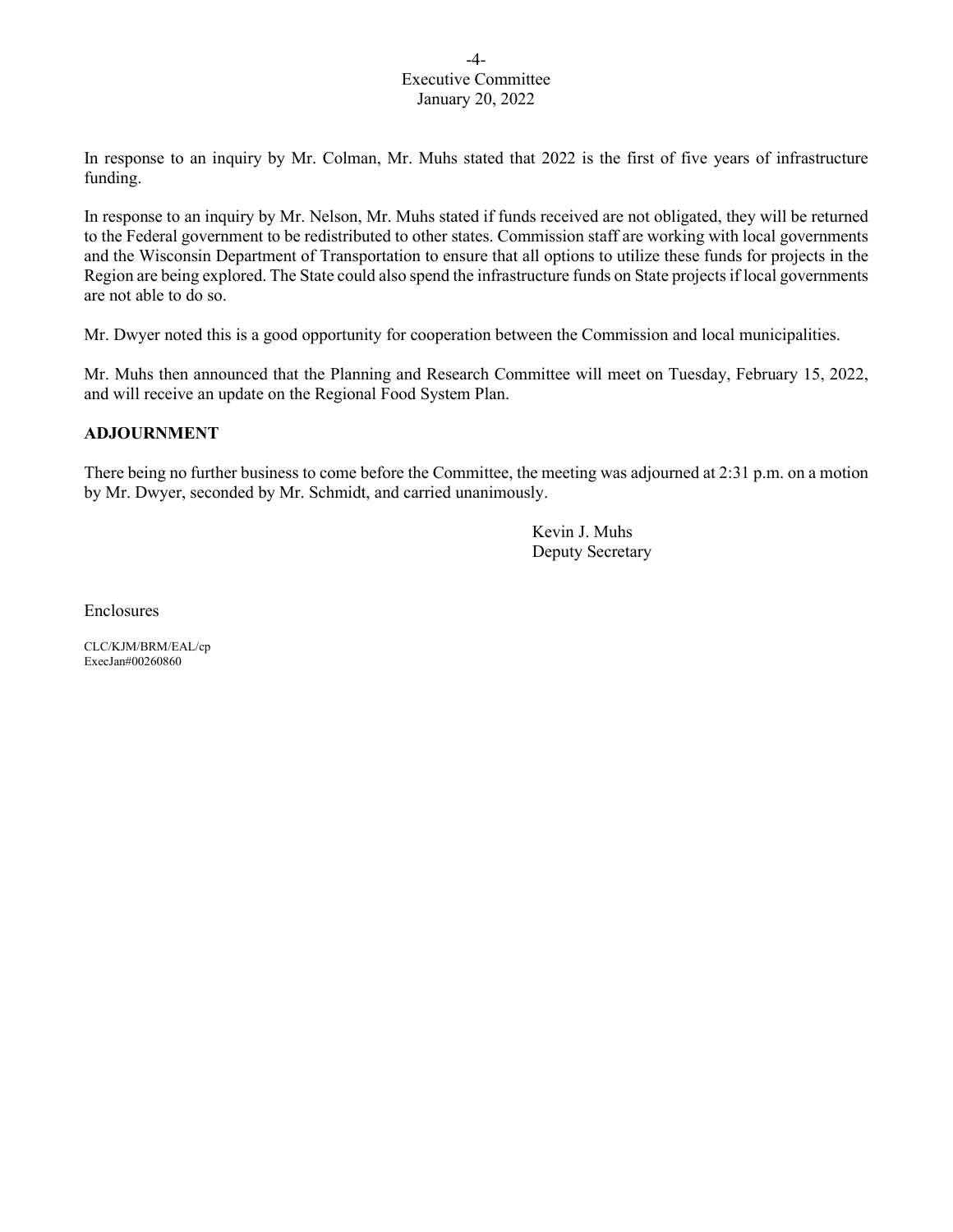In response to an inquiry by Mr. Colman, Mr. Muhs stated that 2022 is the first of five years of infrastructure funding.

In response to an inquiry by Mr. Nelson, Mr. Muhs stated if funds received are not obligated, they will be returned to the Federal government to be redistributed to other states. Commission staff are working with local governments and the Wisconsin Department of Transportation to ensure that all options to utilize these funds for projects in the Region are being explored. The State could also spend the infrastructure funds on State projects if local governments are not able to do so.

Mr. Dwyer noted this is a good opportunity for cooperation between the Commission and local municipalities.

Mr. Muhs then announced that the Planning and Research Committee will meet on Tuesday, February 15, 2022, and will receive an update on the Regional Food System Plan.

**ADJOURNMENT**

There being no further business to come before the Committee, the meeting was adjourned at 2:31 p.m. on a motion by Mr. Dwyer, seconded by Mr. Schmidt, and carried unanimously.

Kevin J. Muhs
Deputy Secretary

Enclosures

CLC/KJM/BRM/EAL/cp
ExecJan#00260860